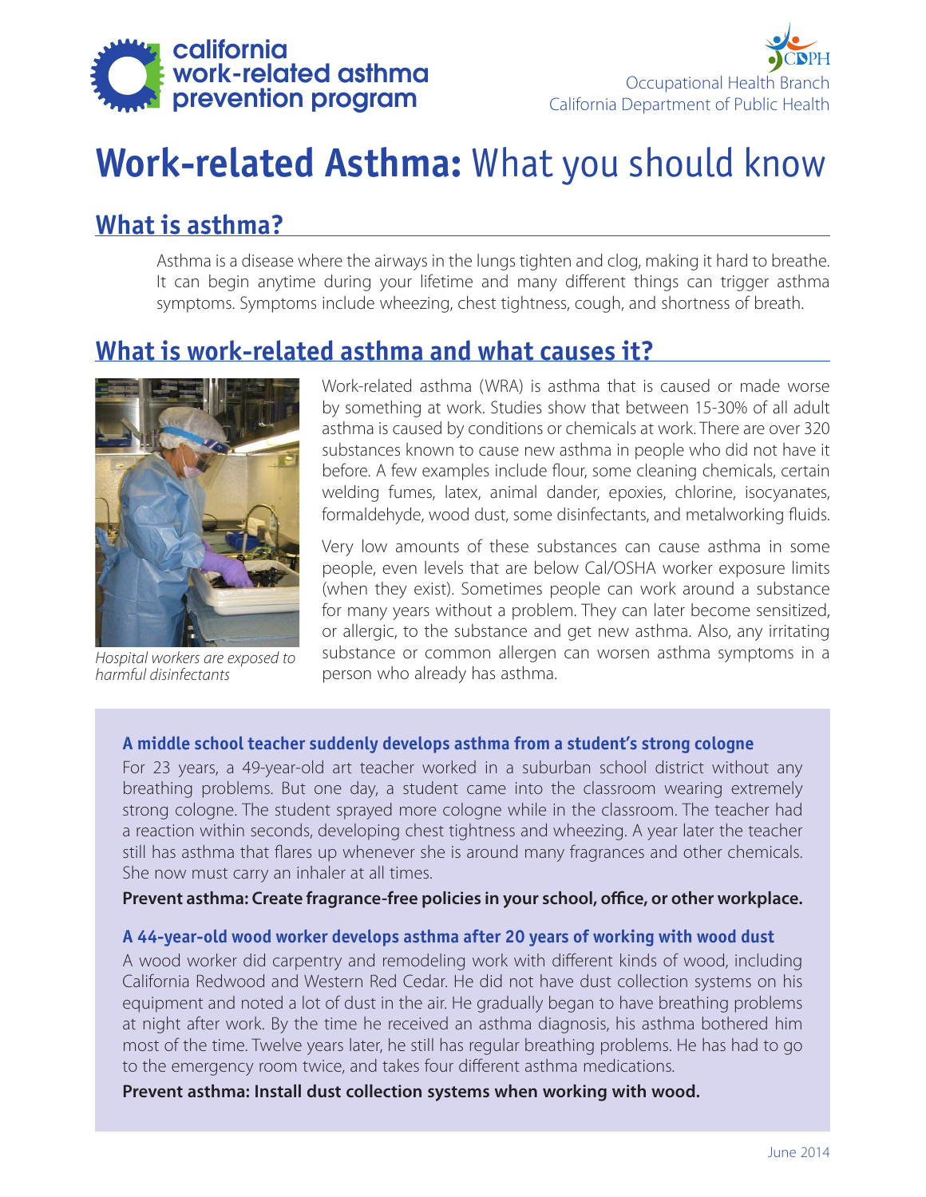california work-related asthma prevention program

Occupational Health Branch
California Department of Public Health

# Work-related Asthma: What you should know

## What is asthma?

Asthma is a disease where the airways in the lungs tighten and clog, making it hard to breathe. It can begin anytime during your lifetime and many different things can trigger asthma symptoms. Symptoms include wheezing, chest tightness, cough, and shortness of breath.

## What is work-related asthma and what causes it?

*Hospital workers are exposed to harmful disinfectants*

Work-related asthma (WRA) is asthma that is caused or made worse by something at work. Studies show that between 15-30% of all adult asthma is caused by conditions or chemicals at work. There are over 320 substances known to cause new asthma in people who did not have it before. A few examples include flour, some cleaning chemicals, certain welding fumes, latex, animal dander, epoxies, chlorine, isocyanates, formaldehyde, wood dust, some disinfectants, and metalworking fluids.

Very low amounts of these substances can cause asthma in some people, even levels that are below Cal/OSHA worker exposure limits (when they exist). Sometimes people can work around a substance for many years without a problem. They can later become sensitized, or allergic, to the substance and get new asthma. Also, any irritating substance or common allergen can worsen asthma symptoms in a person who already has asthma.

### A middle school teacher suddenly develops asthma from a student's strong cologne

For 23 years, a 49-year-old art teacher worked in a suburban school district without any breathing problems. But one day, a student came into the classroom wearing extremely strong cologne. The student sprayed more cologne while in the classroom. The teacher had a reaction within seconds, developing chest tightness and wheezing. A year later the teacher still has asthma that flares up whenever she is around many fragrances and other chemicals. She now must carry an inhaler at all times.

**Prevent asthma: Create fragrance-free policies in your school, office, or other workplace.**

### A 44-year-old wood worker develops asthma after 20 years of working with wood dust

A wood worker did carpentry and remodeling work with different kinds of wood, including California Redwood and Western Red Cedar. He did not have dust collection systems on his equipment and noted a lot of dust in the air. He gradually began to have breathing problems at night after work. By the time he received an asthma diagnosis, his asthma bothered him most of the time. Twelve years later, he still has regular breathing problems. He has had to go to the emergency room twice, and takes four different asthma medications.

**Prevent asthma: Install dust collection systems when working with wood.**

June 2014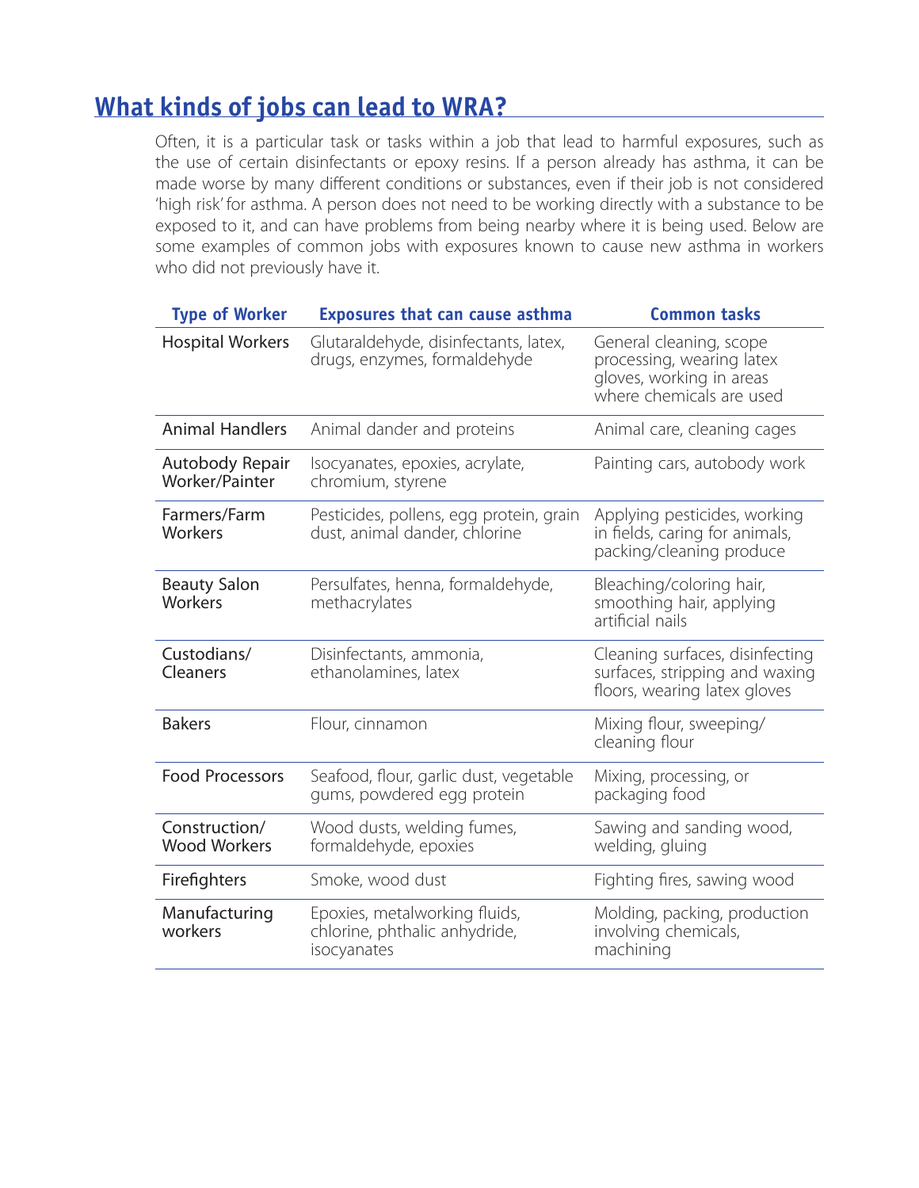## What kinds of jobs can lead to WRA?

Often, it is a particular task or tasks within a job that lead to harmful exposures, such as the use of certain disinfectants or epoxy resins. If a person already has asthma, it can be made worse by many different conditions or substances, even if their job is not considered 'high risk' for asthma. A person does not need to be working directly with a substance to be exposed to it, and can have problems from being nearby where it is being used. Below are some examples of common jobs with exposures known to cause new asthma in workers who did not previously have it.

| Type of Worker | Exposures that can cause asthma | Common tasks |
|---|---|---|
| Hospital Workers | Glutaraldehyde, disinfectants, latex, drugs, enzymes, formaldehyde | General cleaning, scope processing, wearing latex gloves, working in areas where chemicals are used |
| Animal Handlers | Animal dander and proteins | Animal care, cleaning cages |
| Autobody Repair Worker/Painter | Isocyanates, epoxies, acrylate, chromium, styrene | Painting cars, autobody work |
| Farmers/Farm Workers | Pesticides, pollens, egg protein, grain dust, animal dander, chlorine | Applying pesticides, working in fields, caring for animals, packing/cleaning produce |
| Beauty Salon Workers | Persulfates, henna, formaldehyde, methacrylates | Bleaching/coloring hair, smoothing hair, applying artificial nails |
| Custodians/ Cleaners | Disinfectants, ammonia, ethanolamines, latex | Cleaning surfaces, disinfecting surfaces, stripping and waxing floors, wearing latex gloves |
| Bakers | Flour, cinnamon | Mixing flour, sweeping/ cleaning flour |
| Food Processors | Seafood, flour, garlic dust, vegetable gums, powdered egg protein | Mixing, processing, or packaging food |
| Construction/ Wood Workers | Wood dusts, welding fumes, formaldehyde, epoxies | Sawing and sanding wood, welding, gluing |
| Firefighters | Smoke, wood dust | Fighting fires, sawing wood |
| Manufacturing workers | Epoxies, metalworking fluids, chlorine, phthalic anhydride, isocyanates | Molding, packing, production involving chemicals, machining |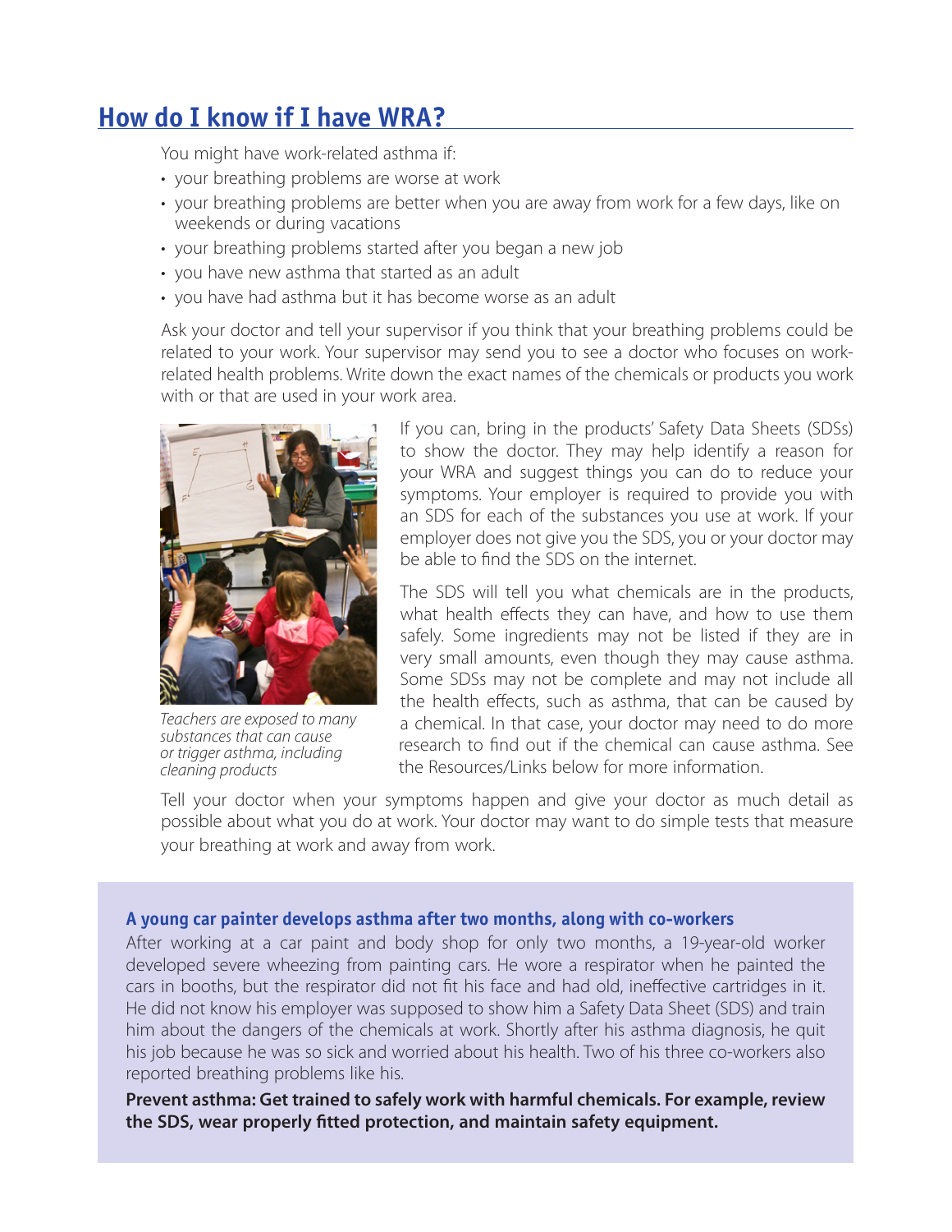## How do I know if I have WRA?

You might have work-related asthma if:

- your breathing problems are worse at work
- your breathing problems are better when you are away from work for a few days, like on weekends or during vacations
- your breathing problems started after you began a new job
- you have new asthma that started as an adult
- you have had asthma but it has become worse as an adult

Ask your doctor and tell your supervisor if you think that your breathing problems could be related to your work. Your supervisor may send you to see a doctor who focuses on work-related health problems. Write down the exact names of the chemicals or products you work with or that are used in your work area.

*Teachers are exposed to many substances that can cause or trigger asthma, including cleaning products*

If you can, bring in the products' Safety Data Sheets (SDSs) to show the doctor. They may help identify a reason for your WRA and suggest things you can do to reduce your symptoms. Your employer is required to provide you with an SDS for each of the substances you use at work. If your employer does not give you the SDS, you or your doctor may be able to find the SDS on the internet.

The SDS will tell you what chemicals are in the products, what health effects they can have, and how to use them safely. Some ingredients may not be listed if they are in very small amounts, even though they may cause asthma. Some SDSs may not be complete and may not include all the health effects, such as asthma, that can be caused by a chemical. In that case, your doctor may need to do more research to find out if the chemical can cause asthma. See the Resources/Links below for more information.

Tell your doctor when your symptoms happen and give your doctor as much detail as possible about what you do at work. Your doctor may want to do simple tests that measure your breathing at work and away from work.

### A young car painter develops asthma after two months, along with co-workers

After working at a car paint and body shop for only two months, a 19-year-old worker developed severe wheezing from painting cars. He wore a respirator when he painted the cars in booths, but the respirator did not fit his face and had old, ineffective cartridges in it. He did not know his employer was supposed to show him a Safety Data Sheet (SDS) and train him about the dangers of the chemicals at work. Shortly after his asthma diagnosis, he quit his job because he was so sick and worried about his health. Two of his three co-workers also reported breathing problems like his.

**Prevent asthma: Get trained to safely work with harmful chemicals. For example, review the SDS, wear properly fitted protection, and maintain safety equipment.**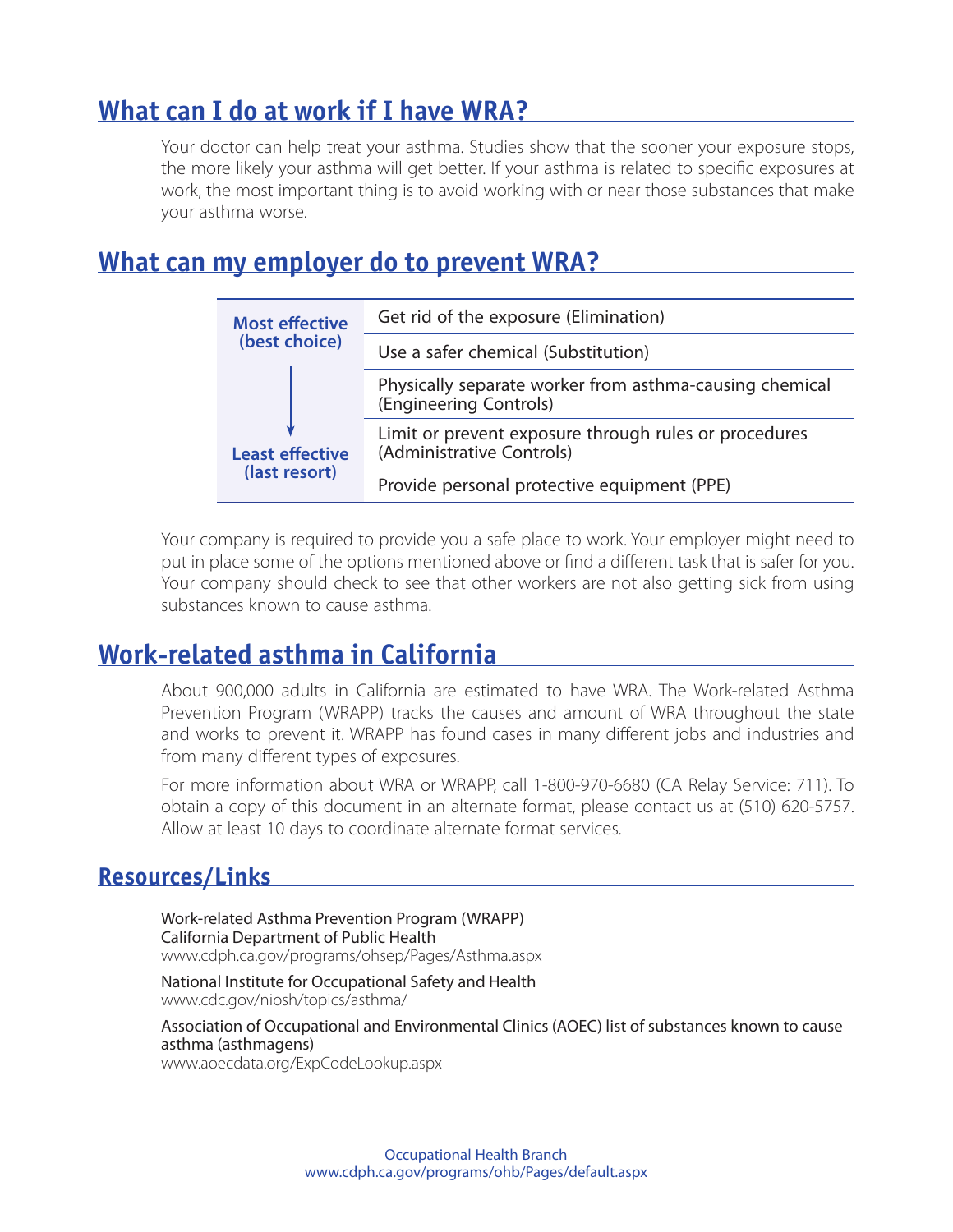## What can I do at work if I have WRA?

Your doctor can help treat your asthma. Studies show that the sooner your exposure stops, the more likely your asthma will get better. If your asthma is related to specific exposures at work, the most important thing is to avoid working with or near those substances that make your asthma worse.

## What can my employer do to prevent WRA?

| | |
|---|---|
| **Most effective (best choice)** | Get rid of the exposure (Elimination) |
| | Use a safer chemical (Substitution) |
| ↓ | Physically separate worker from asthma-causing chemical (Engineering Controls) |
| | Limit or prevent exposure through rules or procedures (Administrative Controls) |
| **Least effective (last resort)** | Provide personal protective equipment (PPE) |

Your company is required to provide you a safe place to work. Your employer might need to put in place some of the options mentioned above or find a different task that is safer for you. Your company should check to see that other workers are not also getting sick from using substances known to cause asthma.

## Work-related asthma in California

About 900,000 adults in California are estimated to have WRA. The Work-related Asthma Prevention Program (WRAPP) tracks the causes and amount of WRA throughout the state and works to prevent it. WRAPP has found cases in many different jobs and industries and from many different types of exposures.

For more information about WRA or WRAPP, call 1-800-970-6680 (CA Relay Service: 711). To obtain a copy of this document in an alternate format, please contact us at (510) 620-5757. Allow at least 10 days to coordinate alternate format services.

## Resources/Links

Work-related Asthma Prevention Program (WRAPP)
California Department of Public Health
www.cdph.ca.gov/programs/ohsep/Pages/Asthma.aspx

National Institute for Occupational Safety and Health
www.cdc.gov/niosh/topics/asthma/

Association of Occupational and Environmental Clinics (AOEC) list of substances known to cause asthma (asthmagens)
www.aoecdata.org/ExpCodeLookup.aspx

Occupational Health Branch
www.cdph.ca.gov/programs/ohb/Pages/default.aspx